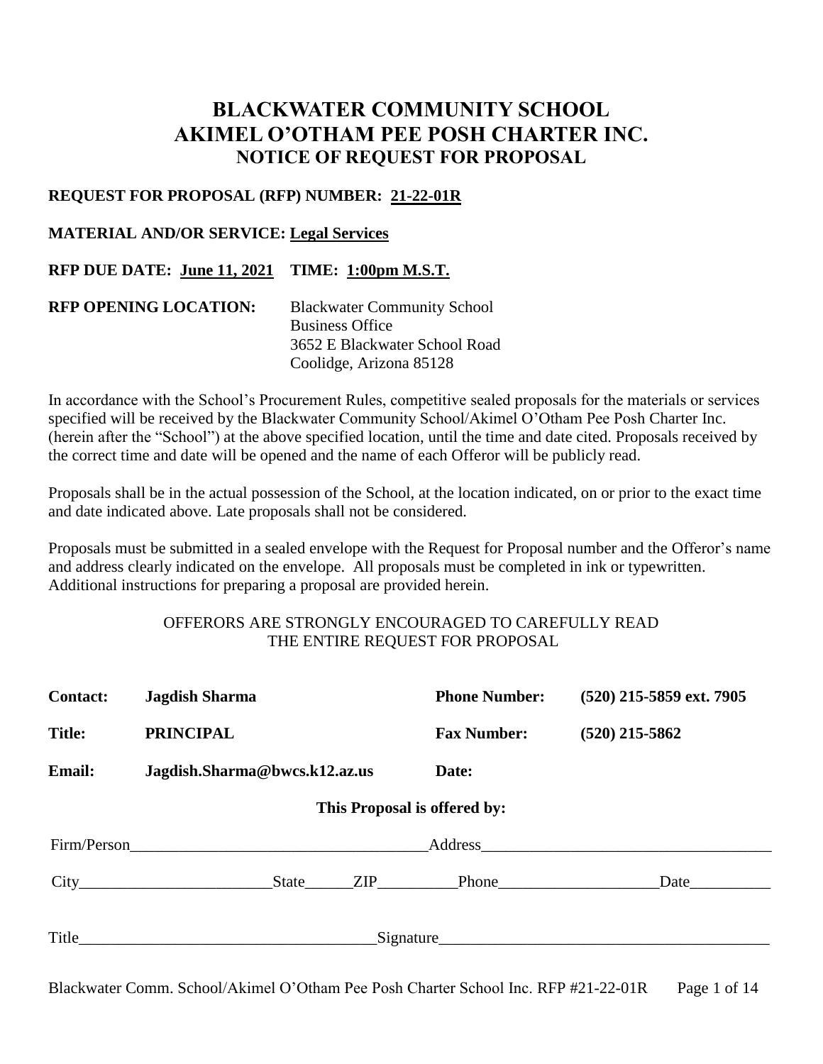# BLACKWATER COMMUNITY SCHOOL
# AKIMEL O'OTHAM PEE POSH CHARTER INC.
## NOTICE OF REQUEST FOR PROPOSAL

**REQUEST FOR PROPOSAL (RFP) NUMBER: 21-22-01R**

**MATERIAL AND/OR SERVICE: Legal Services**

**RFP DUE DATE: June 11, 2021 TIME: 1:00pm M.S.T.**

**RFP OPENING LOCATION:** Blackwater Community School
Business Office
3652 E Blackwater School Road
Coolidge, Arizona 85128

In accordance with the School's Procurement Rules, competitive sealed proposals for the materials or services specified will be received by the Blackwater Community School/Akimel O'Otham Pee Posh Charter Inc. (herein after the "School") at the above specified location, until the time and date cited. Proposals received by the correct time and date will be opened and the name of each Offeror will be publicly read.

Proposals shall be in the actual possession of the School, at the location indicated, on or prior to the exact time and date indicated above. Late proposals shall not be considered.

Proposals must be submitted in a sealed envelope with the Request for Proposal number and the Offeror's name and address clearly indicated on the envelope. All proposals must be completed in ink or typewritten. Additional instructions for preparing a proposal are provided herein.

OFFERORS ARE STRONGLY ENCOURAGED TO CAREFULLY READ THE ENTIRE REQUEST FOR PROPOSAL

| | | | |
|---|---|---|---|
| **Contact:** | **Jagdish Sharma** | **Phone Number:** | **(520) 215-5859 ext. 7905** |
| **Title:** | **PRINCIPAL** | **Fax Number:** | **(520) 215-5862** |
| **Email:** | **Jagdish.Sharma@bwcs.k12.az.us** | **Date:** | |

**This Proposal is offered by:**

Firm/Person_____________________________________ Address_____________________________________

City________________________ State______ ZIP__________ Phone____________________ Date__________

Title_____________________________________ Signature_________________________________________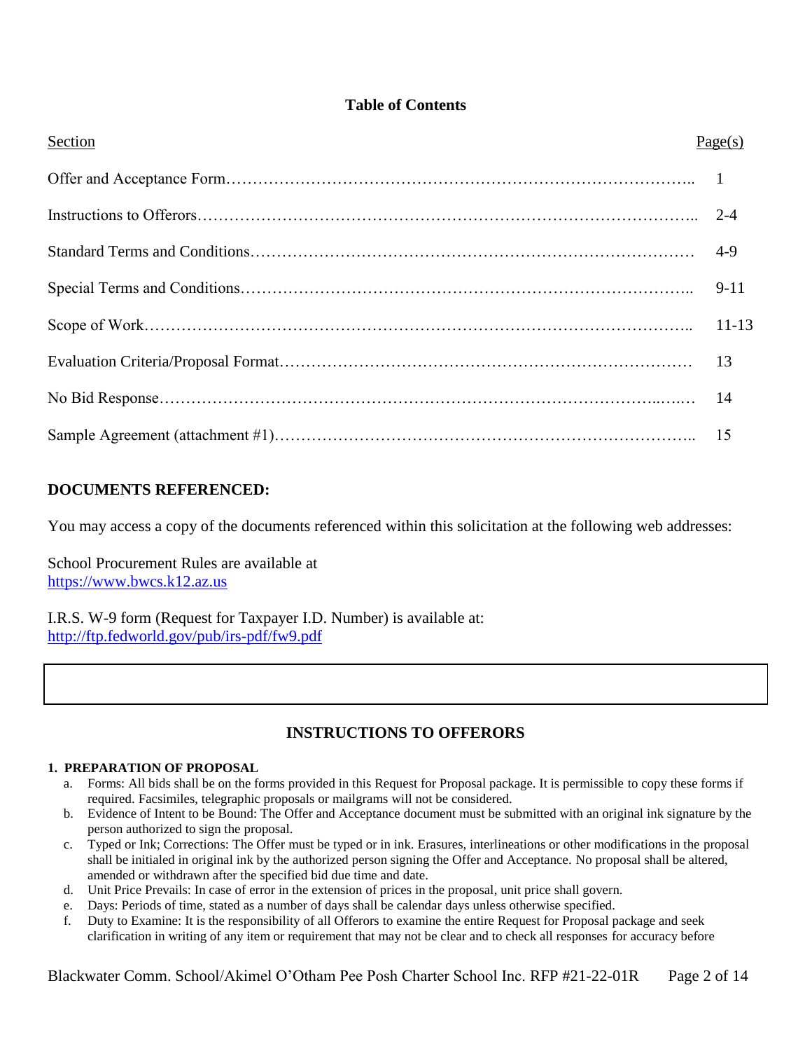## Table of Contents

| Section | Page(s) |
|---|---|
| Offer and Acceptance Form | 1 |
| Instructions to Offerors | 2-4 |
| Standard Terms and Conditions | 4-9 |
| Special Terms and Conditions | 9-11 |
| Scope of Work | 11-13 |
| Evaluation Criteria/Proposal Format | 13 |
| No Bid Response | 14 |
| Sample Agreement (attachment #1) | 15 |

### DOCUMENTS REFERENCED:

You may access a copy of the documents referenced within this solicitation at the following web addresses:

School Procurement Rules are available at
https://www.bwcs.k12.az.us

I.R.S. W-9 form (Request for Taxpayer I.D. Number) is available at:
http://ftp.fedworld.gov/pub/irs-pdf/fw9.pdf

## INSTRUCTIONS TO OFFERORS

**1. PREPARATION OF PROPOSAL**

a. Forms: All bids shall be on the forms provided in this Request for Proposal package. It is permissible to copy these forms if required. Facsimiles, telegraphic proposals or mailgrams will not be considered.

b. Evidence of Intent to be Bound: The Offer and Acceptance document must be submitted with an original ink signature by the person authorized to sign the proposal.

c. Typed or Ink; Corrections: The Offer must be typed or in ink. Erasures, interlineations or other modifications in the proposal shall be initialed in original ink by the authorized person signing the Offer and Acceptance. No proposal shall be altered, amended or withdrawn after the specified bid due time and date.

d. Unit Price Prevails: In case of error in the extension of prices in the proposal, unit price shall govern.

e. Days: Periods of time, stated as a number of days shall be calendar days unless otherwise specified.

f. Duty to Examine: It is the responsibility of all Offerors to examine the entire Request for Proposal package and seek clarification in writing of any item or requirement that may not be clear and to check all responses for accuracy before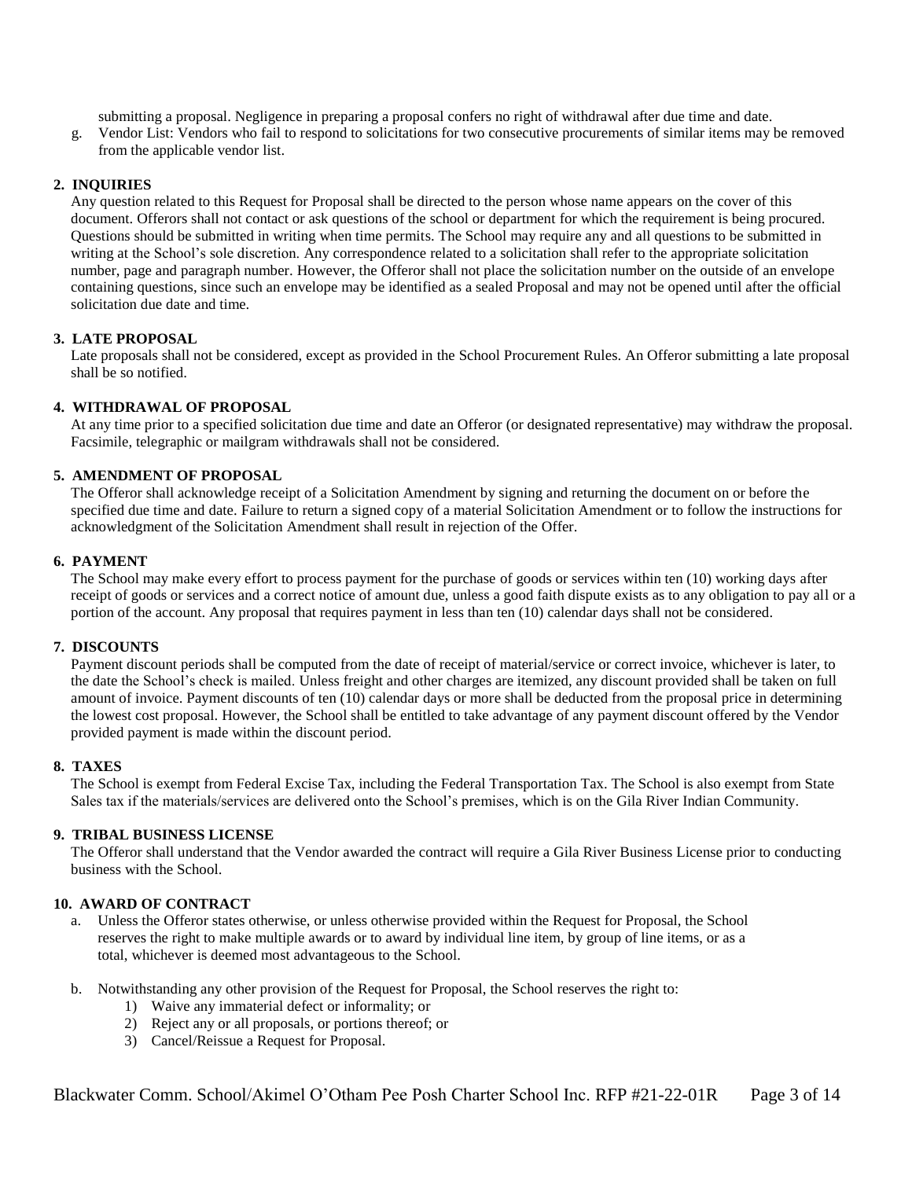submitting a proposal. Negligence in preparing a proposal confers no right of withdrawal after due time and date.

g. Vendor List: Vendors who fail to respond to solicitations for two consecutive procurements of similar items may be removed from the applicable vendor list.

**2. INQUIRIES**

Any question related to this Request for Proposal shall be directed to the person whose name appears on the cover of this document. Offerors shall not contact or ask questions of the school or department for which the requirement is being procured. Questions should be submitted in writing when time permits. The School may require any and all questions to be submitted in writing at the School's sole discretion. Any correspondence related to a solicitation shall refer to the appropriate solicitation number, page and paragraph number. However, the Offeror shall not place the solicitation number on the outside of an envelope containing questions, since such an envelope may be identified as a sealed Proposal and may not be opened until after the official solicitation due date and time.

**3. LATE PROPOSAL**

Late proposals shall not be considered, except as provided in the School Procurement Rules. An Offeror submitting a late proposal shall be so notified.

**4. WITHDRAWAL OF PROPOSAL**

At any time prior to a specified solicitation due time and date an Offeror (or designated representative) may withdraw the proposal. Facsimile, telegraphic or mailgram withdrawals shall not be considered.

**5. AMENDMENT OF PROPOSAL**

The Offeror shall acknowledge receipt of a Solicitation Amendment by signing and returning the document on or before the specified due time and date. Failure to return a signed copy of a material Solicitation Amendment or to follow the instructions for acknowledgment of the Solicitation Amendment shall result in rejection of the Offer.

**6. PAYMENT**

The School may make every effort to process payment for the purchase of goods or services within ten (10) working days after receipt of goods or services and a correct notice of amount due, unless a good faith dispute exists as to any obligation to pay all or a portion of the account. Any proposal that requires payment in less than ten (10) calendar days shall not be considered.

**7. DISCOUNTS**

Payment discount periods shall be computed from the date of receipt of material/service or correct invoice, whichever is later, to the date the School's check is mailed. Unless freight and other charges are itemized, any discount provided shall be taken on full amount of invoice. Payment discounts of ten (10) calendar days or more shall be deducted from the proposal price in determining the lowest cost proposal. However, the School shall be entitled to take advantage of any payment discount offered by the Vendor provided payment is made within the discount period.

**8. TAXES**

The School is exempt from Federal Excise Tax, including the Federal Transportation Tax. The School is also exempt from State Sales tax if the materials/services are delivered onto the School's premises, which is on the Gila River Indian Community.

**9. TRIBAL BUSINESS LICENSE**

The Offeror shall understand that the Vendor awarded the contract will require a Gila River Business License prior to conducting business with the School.

**10. AWARD OF CONTRACT**

a. Unless the Offeror states otherwise, or unless otherwise provided within the Request for Proposal, the School reserves the right to make multiple awards or to award by individual line item, by group of line items, or as a total, whichever is deemed most advantageous to the School.

b. Notwithstanding any other provision of the Request for Proposal, the School reserves the right to:
   1) Waive any immaterial defect or informality; or
   2) Reject any or all proposals, or portions thereof; or
   3) Cancel/Reissue a Request for Proposal.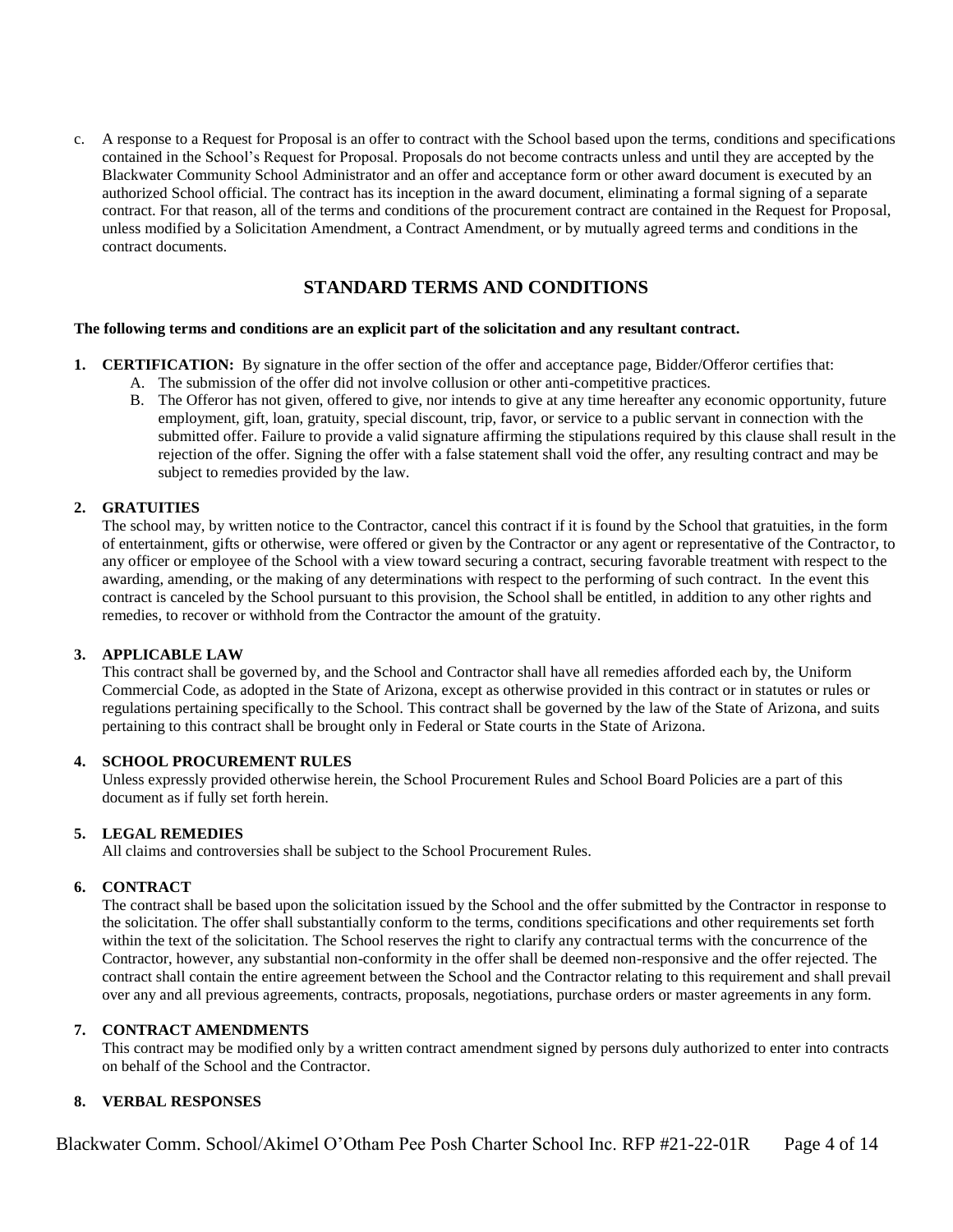c. A response to a Request for Proposal is an offer to contract with the School based upon the terms, conditions and specifications contained in the School's Request for Proposal. Proposals do not become contracts unless and until they are accepted by the Blackwater Community School Administrator and an offer and acceptance form or other award document is executed by an authorized School official. The contract has its inception in the award document, eliminating a formal signing of a separate contract. For that reason, all of the terms and conditions of the procurement contract are contained in the Request for Proposal, unless modified by a Solicitation Amendment, a Contract Amendment, or by mutually agreed terms and conditions in the contract documents.

## STANDARD TERMS AND CONDITIONS

**The following terms and conditions are an explicit part of the solicitation and any resultant contract.**

1. **CERTIFICATION:** By signature in the offer section of the offer and acceptance page, Bidder/Offeror certifies that:
   A. The submission of the offer did not involve collusion or other anti-competitive practices.
   B. The Offeror has not given, offered to give, nor intends to give at any time hereafter any economic opportunity, future employment, gift, loan, gratuity, special discount, trip, favor, or service to a public servant in connection with the submitted offer. Failure to provide a valid signature affirming the stipulations required by this clause shall result in the rejection of the offer. Signing the offer with a false statement shall void the offer, any resulting contract and may be subject to remedies provided by the law.

2. **GRATUITIES**
   The school may, by written notice to the Contractor, cancel this contract if it is found by the School that gratuities, in the form of entertainment, gifts or otherwise, were offered or given by the Contractor or any agent or representative of the Contractor, to any officer or employee of the School with a view toward securing a contract, securing favorable treatment with respect to the awarding, amending, or the making of any determinations with respect to the performing of such contract. In the event this contract is canceled by the School pursuant to this provision, the School shall be entitled, in addition to any other rights and remedies, to recover or withhold from the Contractor the amount of the gratuity.

3. **APPLICABLE LAW**
   This contract shall be governed by, and the School and Contractor shall have all remedies afforded each by, the Uniform Commercial Code, as adopted in the State of Arizona, except as otherwise provided in this contract or in statutes or rules or regulations pertaining specifically to the School. This contract shall be governed by the law of the State of Arizona, and suits pertaining to this contract shall be brought only in Federal or State courts in the State of Arizona.

4. **SCHOOL PROCUREMENT RULES**
   Unless expressly provided otherwise herein, the School Procurement Rules and School Board Policies are a part of this document as if fully set forth herein.

5. **LEGAL REMEDIES**
   All claims and controversies shall be subject to the School Procurement Rules.

6. **CONTRACT**
   The contract shall be based upon the solicitation issued by the School and the offer submitted by the Contractor in response to the solicitation. The offer shall substantially conform to the terms, conditions specifications and other requirements set forth within the text of the solicitation. The School reserves the right to clarify any contractual terms with the concurrence of the Contractor, however, any substantial non-conformity in the offer shall be deemed non-responsive and the offer rejected. The contract shall contain the entire agreement between the School and the Contractor relating to this requirement and shall prevail over any and all previous agreements, contracts, proposals, negotiations, purchase orders or master agreements in any form.

7. **CONTRACT AMENDMENTS**
   This contract may be modified only by a written contract amendment signed by persons duly authorized to enter into contracts on behalf of the School and the Contractor.

8. **VERBAL RESPONSES**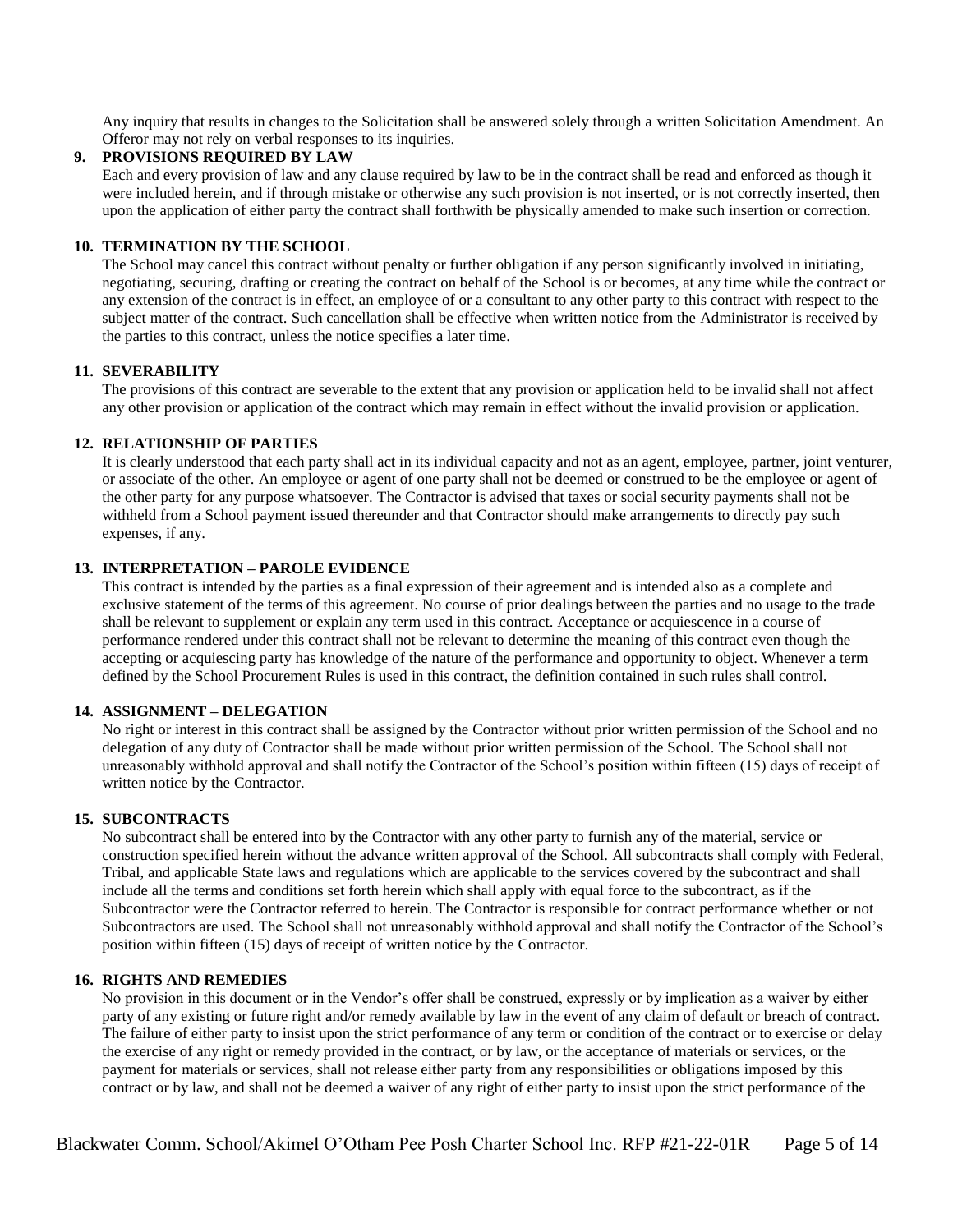Any inquiry that results in changes to the Solicitation shall be answered solely through a written Solicitation Amendment. An Offeror may not rely on verbal responses to its inquiries.

**9. PROVISIONS REQUIRED BY LAW**

Each and every provision of law and any clause required by law to be in the contract shall be read and enforced as though it were included herein, and if through mistake or otherwise any such provision is not inserted, or is not correctly inserted, then upon the application of either party the contract shall forthwith be physically amended to make such insertion or correction.

**10. TERMINATION BY THE SCHOOL**

The School may cancel this contract without penalty or further obligation if any person significantly involved in initiating, negotiating, securing, drafting or creating the contract on behalf of the School is or becomes, at any time while the contract or any extension of the contract is in effect, an employee of or a consultant to any other party to this contract with respect to the subject matter of the contract. Such cancellation shall be effective when written notice from the Administrator is received by the parties to this contract, unless the notice specifies a later time.

**11. SEVERABILITY**

The provisions of this contract are severable to the extent that any provision or application held to be invalid shall not affect any other provision or application of the contract which may remain in effect without the invalid provision or application.

**12. RELATIONSHIP OF PARTIES**

It is clearly understood that each party shall act in its individual capacity and not as an agent, employee, partner, joint venturer, or associate of the other. An employee or agent of one party shall not be deemed or construed to be the employee or agent of the other party for any purpose whatsoever. The Contractor is advised that taxes or social security payments shall not be withheld from a School payment issued thereunder and that Contractor should make arrangements to directly pay such expenses, if any.

**13. INTERPRETATION – PAROLE EVIDENCE**

This contract is intended by the parties as a final expression of their agreement and is intended also as a complete and exclusive statement of the terms of this agreement. No course of prior dealings between the parties and no usage to the trade shall be relevant to supplement or explain any term used in this contract. Acceptance or acquiescence in a course of performance rendered under this contract shall not be relevant to determine the meaning of this contract even though the accepting or acquiescing party has knowledge of the nature of the performance and opportunity to object. Whenever a term defined by the School Procurement Rules is used in this contract, the definition contained in such rules shall control.

**14. ASSIGNMENT – DELEGATION**

No right or interest in this contract shall be assigned by the Contractor without prior written permission of the School and no delegation of any duty of Contractor shall be made without prior written permission of the School. The School shall not unreasonably withhold approval and shall notify the Contractor of the School's position within fifteen (15) days of receipt of written notice by the Contractor.

**15. SUBCONTRACTS**

No subcontract shall be entered into by the Contractor with any other party to furnish any of the material, service or construction specified herein without the advance written approval of the School. All subcontracts shall comply with Federal, Tribal, and applicable State laws and regulations which are applicable to the services covered by the subcontract and shall include all the terms and conditions set forth herein which shall apply with equal force to the subcontract, as if the Subcontractor were the Contractor referred to herein. The Contractor is responsible for contract performance whether or not Subcontractors are used. The School shall not unreasonably withhold approval and shall notify the Contractor of the School's position within fifteen (15) days of receipt of written notice by the Contractor.

**16. RIGHTS AND REMEDIES**

No provision in this document or in the Vendor's offer shall be construed, expressly or by implication as a waiver by either party of any existing or future right and/or remedy available by law in the event of any claim of default or breach of contract. The failure of either party to insist upon the strict performance of any term or condition of the contract or to exercise or delay the exercise of any right or remedy provided in the contract, or by law, or the acceptance of materials or services, or the payment for materials or services, shall not release either party from any responsibilities or obligations imposed by this contract or by law, and shall not be deemed a waiver of any right of either party to insist upon the strict performance of the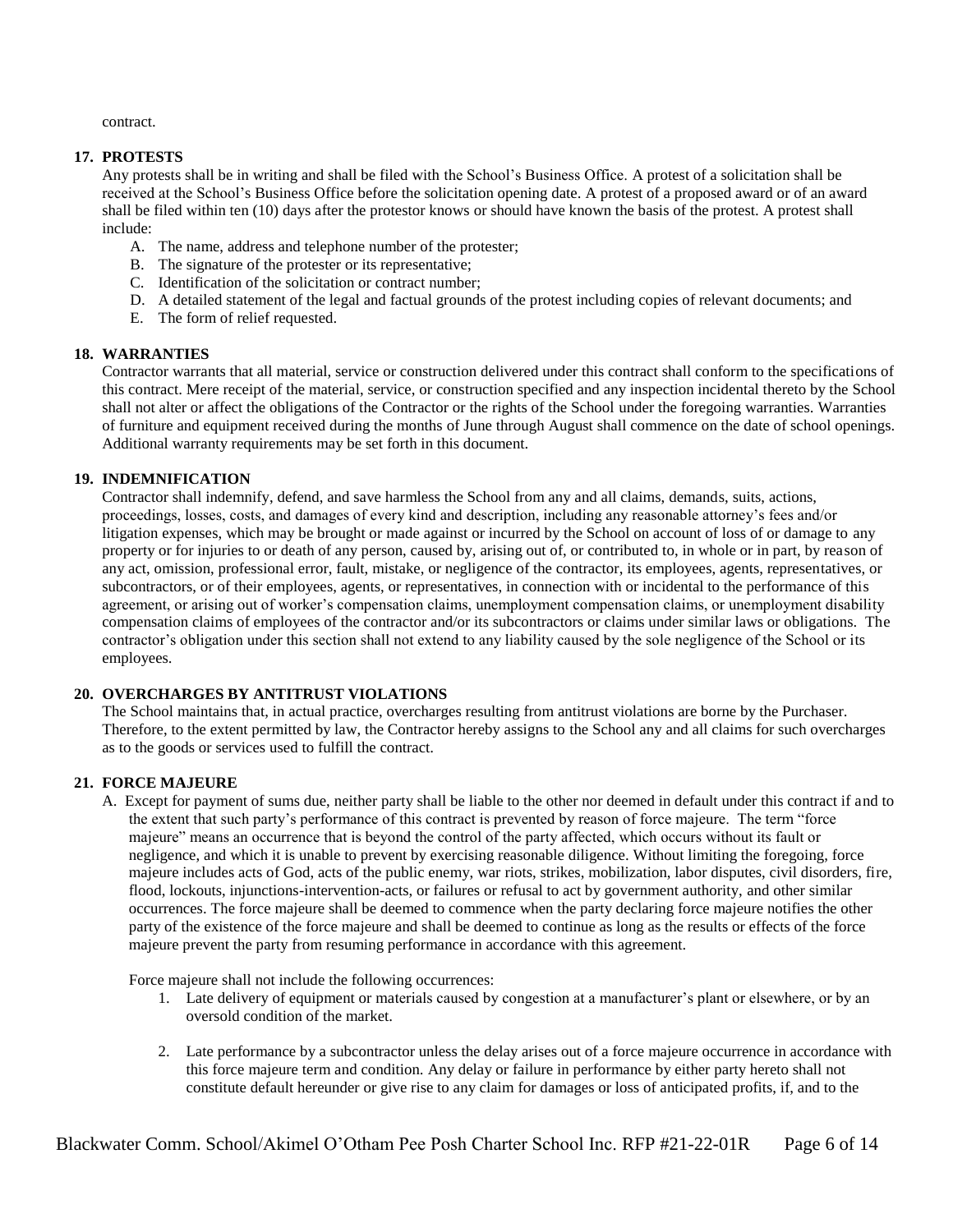contract.

### 17. PROTESTS

Any protests shall be in writing and shall be filed with the School's Business Office. A protest of a solicitation shall be received at the School's Business Office before the solicitation opening date. A protest of a proposed award or of an award shall be filed within ten (10) days after the protestor knows or should have known the basis of the protest. A protest shall include:

A. The name, address and telephone number of the protester;
B. The signature of the protester or its representative;
C. Identification of the solicitation or contract number;
D. A detailed statement of the legal and factual grounds of the protest including copies of relevant documents; and
E. The form of relief requested.

### 18. WARRANTIES

Contractor warrants that all material, service or construction delivered under this contract shall conform to the specifications of this contract. Mere receipt of the material, service, or construction specified and any inspection incidental thereto by the School shall not alter or affect the obligations of the Contractor or the rights of the School under the foregoing warranties. Warranties of furniture and equipment received during the months of June through August shall commence on the date of school openings. Additional warranty requirements may be set forth in this document.

### 19. INDEMNIFICATION

Contractor shall indemnify, defend, and save harmless the School from any and all claims, demands, suits, actions, proceedings, losses, costs, and damages of every kind and description, including any reasonable attorney's fees and/or litigation expenses, which may be brought or made against or incurred by the School on account of loss of or damage to any property or for injuries to or death of any person, caused by, arising out of, or contributed to, in whole or in part, by reason of any act, omission, professional error, fault, mistake, or negligence of the contractor, its employees, agents, representatives, or subcontractors, or of their employees, agents, or representatives, in connection with or incidental to the performance of this agreement, or arising out of worker's compensation claims, unemployment compensation claims, or unemployment disability compensation claims of employees of the contractor and/or its subcontractors or claims under similar laws or obligations. The contractor's obligation under this section shall not extend to any liability caused by the sole negligence of the School or its employees.

### 20. OVERCHARGES BY ANTITRUST VIOLATIONS

The School maintains that, in actual practice, overcharges resulting from antitrust violations are borne by the Purchaser. Therefore, to the extent permitted by law, the Contractor hereby assigns to the School any and all claims for such overcharges as to the goods or services used to fulfill the contract.

### 21. FORCE MAJEURE

A. Except for payment of sums due, neither party shall be liable to the other nor deemed in default under this contract if and to the extent that such party's performance of this contract is prevented by reason of force majeure. The term "force majeure" means an occurrence that is beyond the control of the party affected, which occurs without its fault or negligence, and which it is unable to prevent by exercising reasonable diligence. Without limiting the foregoing, force majeure includes acts of God, acts of the public enemy, war riots, strikes, mobilization, labor disputes, civil disorders, fire, flood, lockouts, injunctions-intervention-acts, or failures or refusal to act by government authority, and other similar occurrences. The force majeure shall be deemed to commence when the party declaring force majeure notifies the other party of the existence of the force majeure and shall be deemed to continue as long as the results or effects of the force majeure prevent the party from resuming performance in accordance with this agreement.

   Force majeure shall not include the following occurrences:

   1. Late delivery of equipment or materials caused by congestion at a manufacturer's plant or elsewhere, or by an oversold condition of the market.

   2. Late performance by a subcontractor unless the delay arises out of a force majeure occurrence in accordance with this force majeure term and condition. Any delay or failure in performance by either party hereto shall not constitute default hereunder or give rise to any claim for damages or loss of anticipated profits, if, and to the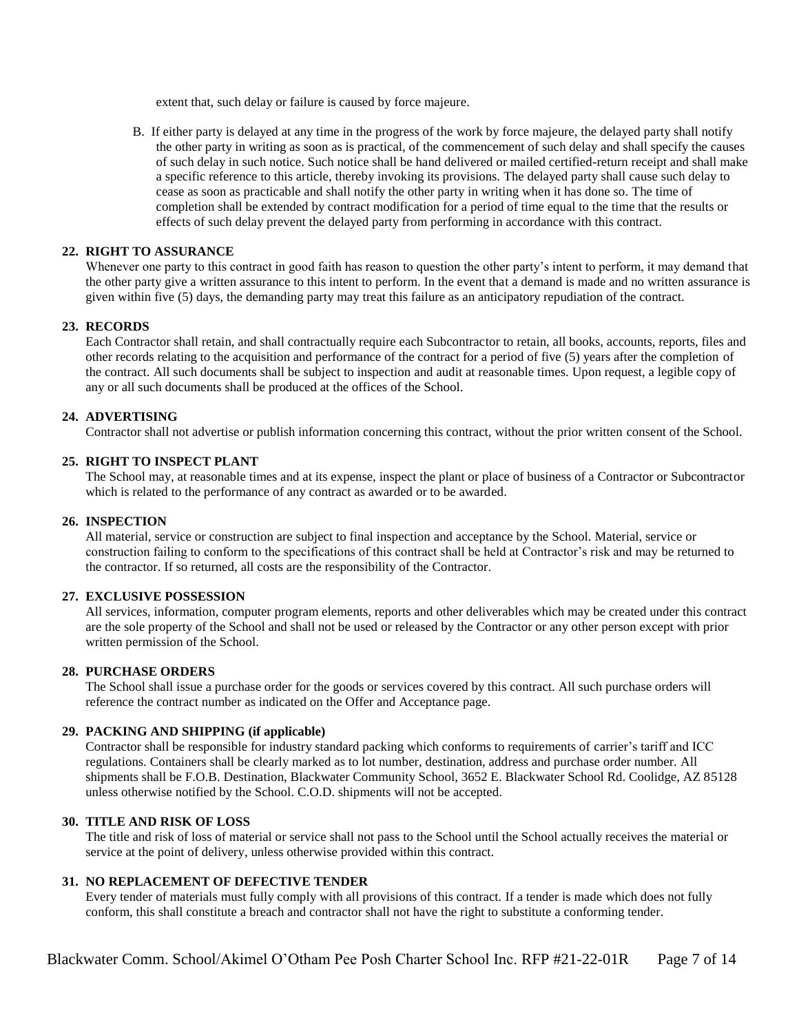extent that, such delay or failure is caused by force majeure.

B. If either party is delayed at any time in the progress of the work by force majeure, the delayed party shall notify the other party in writing as soon as is practical, of the commencement of such delay and shall specify the causes of such delay in such notice. Such notice shall be hand delivered or mailed certified-return receipt and shall make a specific reference to this article, thereby invoking its provisions. The delayed party shall cause such delay to cease as soon as practicable and shall notify the other party in writing when it has done so. The time of completion shall be extended by contract modification for a period of time equal to the time that the results or effects of such delay prevent the delayed party from performing in accordance with this contract.

**22. RIGHT TO ASSURANCE**

Whenever one party to this contract in good faith has reason to question the other party's intent to perform, it may demand that the other party give a written assurance to this intent to perform. In the event that a demand is made and no written assurance is given within five (5) days, the demanding party may treat this failure as an anticipatory repudiation of the contract.

**23. RECORDS**

Each Contractor shall retain, and shall contractually require each Subcontractor to retain, all books, accounts, reports, files and other records relating to the acquisition and performance of the contract for a period of five (5) years after the completion of the contract. All such documents shall be subject to inspection and audit at reasonable times. Upon request, a legible copy of any or all such documents shall be produced at the offices of the School.

**24. ADVERTISING**

Contractor shall not advertise or publish information concerning this contract, without the prior written consent of the School.

**25. RIGHT TO INSPECT PLANT**

The School may, at reasonable times and at its expense, inspect the plant or place of business of a Contractor or Subcontractor which is related to the performance of any contract as awarded or to be awarded.

**26. INSPECTION**

All material, service or construction are subject to final inspection and acceptance by the School. Material, service or construction failing to conform to the specifications of this contract shall be held at Contractor's risk and may be returned to the contractor. If so returned, all costs are the responsibility of the Contractor.

**27. EXCLUSIVE POSSESSION**

All services, information, computer program elements, reports and other deliverables which may be created under this contract are the sole property of the School and shall not be used or released by the Contractor or any other person except with prior written permission of the School.

**28. PURCHASE ORDERS**

The School shall issue a purchase order for the goods or services covered by this contract. All such purchase orders will reference the contract number as indicated on the Offer and Acceptance page.

**29. PACKING AND SHIPPING (if applicable)**

Contractor shall be responsible for industry standard packing which conforms to requirements of carrier's tariff and ICC regulations. Containers shall be clearly marked as to lot number, destination, address and purchase order number. All shipments shall be F.O.B. Destination, Blackwater Community School, 3652 E. Blackwater School Rd. Coolidge, AZ 85128 unless otherwise notified by the School. C.O.D. shipments will not be accepted.

**30. TITLE AND RISK OF LOSS**

The title and risk of loss of material or service shall not pass to the School until the School actually receives the material or service at the point of delivery, unless otherwise provided within this contract.

**31. NO REPLACEMENT OF DEFECTIVE TENDER**

Every tender of materials must fully comply with all provisions of this contract. If a tender is made which does not fully conform, this shall constitute a breach and contractor shall not have the right to substitute a conforming tender.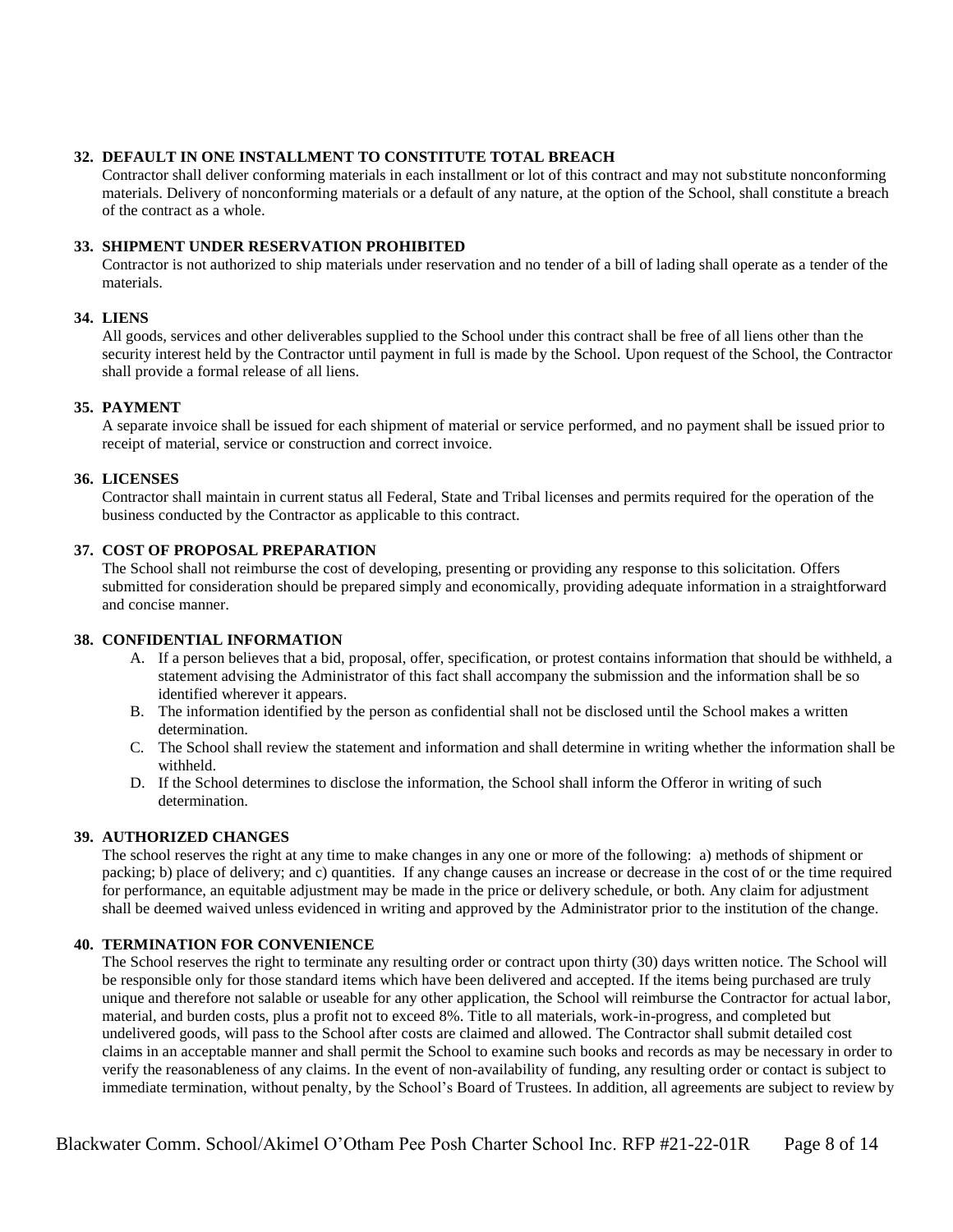**32. DEFAULT IN ONE INSTALLMENT TO CONSTITUTE TOTAL BREACH**

Contractor shall deliver conforming materials in each installment or lot of this contract and may not substitute nonconforming materials. Delivery of nonconforming materials or a default of any nature, at the option of the School, shall constitute a breach of the contract as a whole.

**33. SHIPMENT UNDER RESERVATION PROHIBITED**

Contractor is not authorized to ship materials under reservation and no tender of a bill of lading shall operate as a tender of the materials.

**34. LIENS**

All goods, services and other deliverables supplied to the School under this contract shall be free of all liens other than the security interest held by the Contractor until payment in full is made by the School. Upon request of the School, the Contractor shall provide a formal release of all liens.

**35. PAYMENT**

A separate invoice shall be issued for each shipment of material or service performed, and no payment shall be issued prior to receipt of material, service or construction and correct invoice.

**36. LICENSES**

Contractor shall maintain in current status all Federal, State and Tribal licenses and permits required for the operation of the business conducted by the Contractor as applicable to this contract.

**37. COST OF PROPOSAL PREPARATION**

The School shall not reimburse the cost of developing, presenting or providing any response to this solicitation. Offers submitted for consideration should be prepared simply and economically, providing adequate information in a straightforward and concise manner.

**38. CONFIDENTIAL INFORMATION**

A. If a person believes that a bid, proposal, offer, specification, or protest contains information that should be withheld, a statement advising the Administrator of this fact shall accompany the submission and the information shall be so identified wherever it appears.

B. The information identified by the person as confidential shall not be disclosed until the School makes a written determination.

C. The School shall review the statement and information and shall determine in writing whether the information shall be withheld.

D. If the School determines to disclose the information, the School shall inform the Offeror in writing of such determination.

**39. AUTHORIZED CHANGES**

The school reserves the right at any time to make changes in any one or more of the following: a) methods of shipment or packing; b) place of delivery; and c) quantities. If any change causes an increase or decrease in the cost of or the time required for performance, an equitable adjustment may be made in the price or delivery schedule, or both. Any claim for adjustment shall be deemed waived unless evidenced in writing and approved by the Administrator prior to the institution of the change.

**40. TERMINATION FOR CONVENIENCE**

The School reserves the right to terminate any resulting order or contract upon thirty (30) days written notice. The School will be responsible only for those standard items which have been delivered and accepted. If the items being purchased are truly unique and therefore not salable or useable for any other application, the School will reimburse the Contractor for actual labor, material, and burden costs, plus a profit not to exceed 8%. Title to all materials, work-in-progress, and completed but undelivered goods, will pass to the School after costs are claimed and allowed. The Contractor shall submit detailed cost claims in an acceptable manner and shall permit the School to examine such books and records as may be necessary in order to verify the reasonableness of any claims. In the event of non-availability of funding, any resulting order or contact is subject to immediate termination, without penalty, by the School's Board of Trustees. In addition, all agreements are subject to review by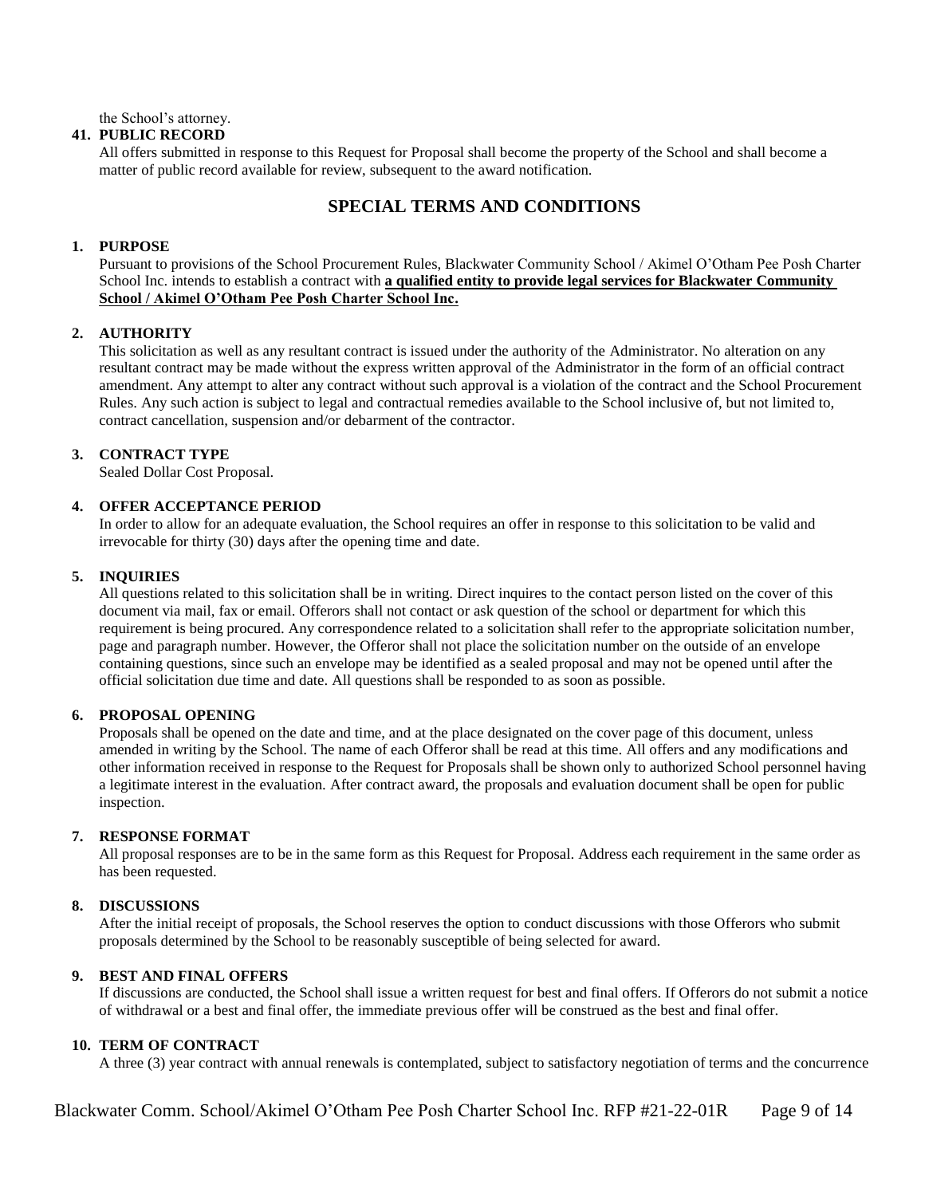the School's attorney.

**41. PUBLIC RECORD**

All offers submitted in response to this Request for Proposal shall become the property of the School and shall become a matter of public record available for review, subsequent to the award notification.

## SPECIAL TERMS AND CONDITIONS

**1. PURPOSE**

Pursuant to provisions of the School Procurement Rules, Blackwater Community School / Akimel O'Otham Pee Posh Charter School Inc. intends to establish a contract with **a qualified entity to provide legal services for Blackwater Community School / Akimel O'Otham Pee Posh Charter School Inc.**

**2. AUTHORITY**

This solicitation as well as any resultant contract is issued under the authority of the Administrator. No alteration on any resultant contract may be made without the express written approval of the Administrator in the form of an official contract amendment. Any attempt to alter any contract without such approval is a violation of the contract and the School Procurement Rules. Any such action is subject to legal and contractual remedies available to the School inclusive of, but not limited to, contract cancellation, suspension and/or debarment of the contractor.

**3. CONTRACT TYPE**

Sealed Dollar Cost Proposal.

**4. OFFER ACCEPTANCE PERIOD**

In order to allow for an adequate evaluation, the School requires an offer in response to this solicitation to be valid and irrevocable for thirty (30) days after the opening time and date.

**5. INQUIRIES**

All questions related to this solicitation shall be in writing. Direct inquires to the contact person listed on the cover of this document via mail, fax or email. Offerors shall not contact or ask question of the school or department for which this requirement is being procured. Any correspondence related to a solicitation shall refer to the appropriate solicitation number, page and paragraph number. However, the Offeror shall not place the solicitation number on the outside of an envelope containing questions, since such an envelope may be identified as a sealed proposal and may not be opened until after the official solicitation due time and date. All questions shall be responded to as soon as possible.

**6. PROPOSAL OPENING**

Proposals shall be opened on the date and time, and at the place designated on the cover page of this document, unless amended in writing by the School. The name of each Offeror shall be read at this time. All offers and any modifications and other information received in response to the Request for Proposals shall be shown only to authorized School personnel having a legitimate interest in the evaluation. After contract award, the proposals and evaluation document shall be open for public inspection.

**7. RESPONSE FORMAT**

All proposal responses are to be in the same form as this Request for Proposal. Address each requirement in the same order as has been requested.

**8. DISCUSSIONS**

After the initial receipt of proposals, the School reserves the option to conduct discussions with those Offerors who submit proposals determined by the School to be reasonably susceptible of being selected for award.

**9. BEST AND FINAL OFFERS**

If discussions are conducted, the School shall issue a written request for best and final offers. If Offerors do not submit a notice of withdrawal or a best and final offer, the immediate previous offer will be construed as the best and final offer.

**10. TERM OF CONTRACT**

A three (3) year contract with annual renewals is contemplated, subject to satisfactory negotiation of terms and the concurrence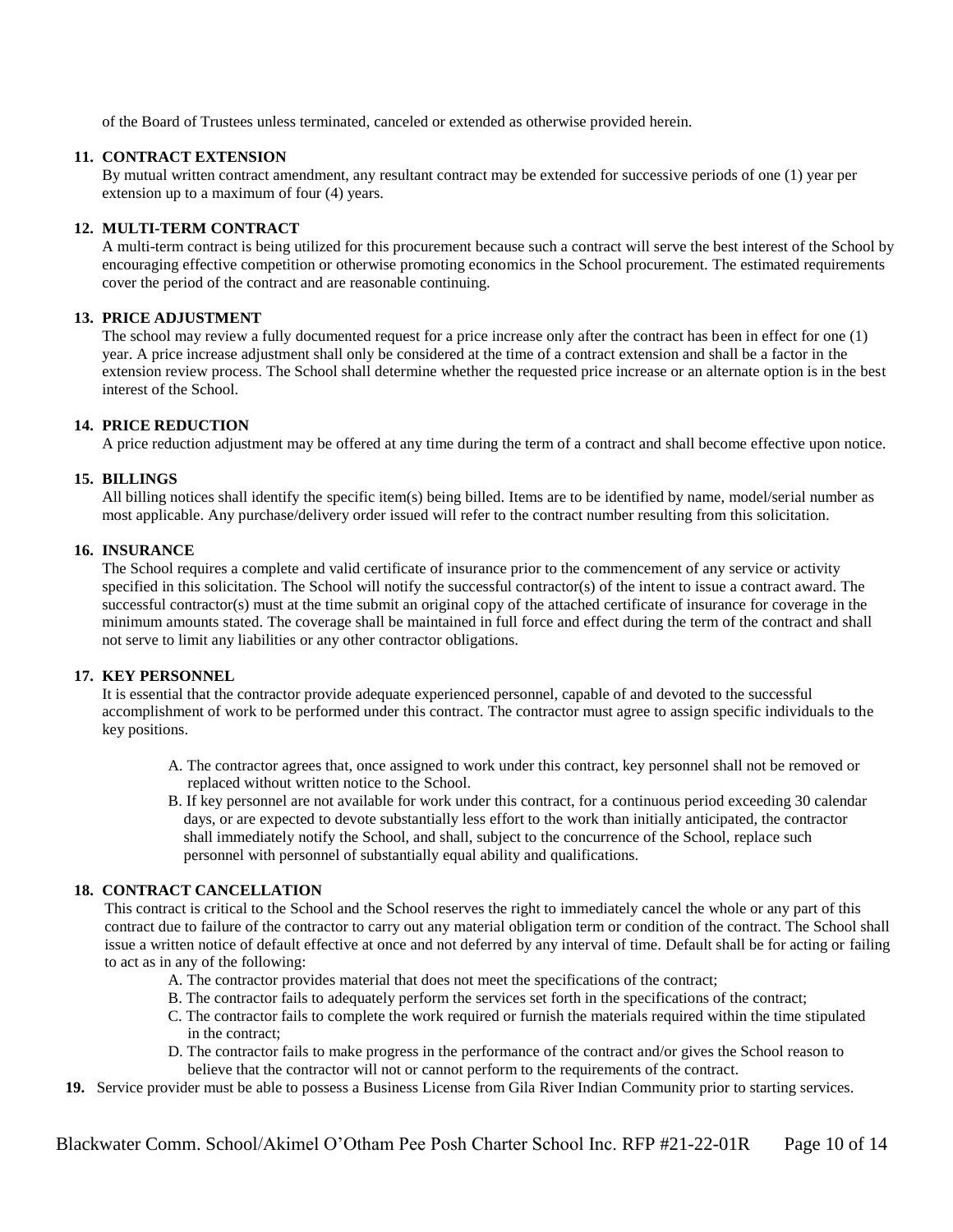of the Board of Trustees unless terminated, canceled or extended as otherwise provided herein.

**11. CONTRACT EXTENSION**

By mutual written contract amendment, any resultant contract may be extended for successive periods of one (1) year per extension up to a maximum of four (4) years.

**12. MULTI-TERM CONTRACT**

A multi-term contract is being utilized for this procurement because such a contract will serve the best interest of the School by encouraging effective competition or otherwise promoting economics in the School procurement. The estimated requirements cover the period of the contract and are reasonable continuing.

**13. PRICE ADJUSTMENT**

The school may review a fully documented request for a price increase only after the contract has been in effect for one (1) year. A price increase adjustment shall only be considered at the time of a contract extension and shall be a factor in the extension review process. The School shall determine whether the requested price increase or an alternate option is in the best interest of the School.

**14. PRICE REDUCTION**

A price reduction adjustment may be offered at any time during the term of a contract and shall become effective upon notice.

**15. BILLINGS**

All billing notices shall identify the specific item(s) being billed. Items are to be identified by name, model/serial number as most applicable. Any purchase/delivery order issued will refer to the contract number resulting from this solicitation.

**16. INSURANCE**

The School requires a complete and valid certificate of insurance prior to the commencement of any service or activity specified in this solicitation. The School will notify the successful contractor(s) of the intent to issue a contract award. The successful contractor(s) must at the time submit an original copy of the attached certificate of insurance for coverage in the minimum amounts stated. The coverage shall be maintained in full force and effect during the term of the contract and shall not serve to limit any liabilities or any other contractor obligations.

**17. KEY PERSONNEL**

It is essential that the contractor provide adequate experienced personnel, capable of and devoted to the successful accomplishment of work to be performed under this contract. The contractor must agree to assign specific individuals to the key positions.

A. The contractor agrees that, once assigned to work under this contract, key personnel shall not be removed or replaced without written notice to the School.

B. If key personnel are not available for work under this contract, for a continuous period exceeding 30 calendar days, or are expected to devote substantially less effort to the work than initially anticipated, the contractor shall immediately notify the School, and shall, subject to the concurrence of the School, replace such personnel with personnel of substantially equal ability and qualifications.

**18. CONTRACT CANCELLATION**

This contract is critical to the School and the School reserves the right to immediately cancel the whole or any part of this contract due to failure of the contractor to carry out any material obligation term or condition of the contract. The School shall issue a written notice of default effective at once and not deferred by any interval of time. Default shall be for acting or failing to act as in any of the following:

A. The contractor provides material that does not meet the specifications of the contract;

B. The contractor fails to adequately perform the services set forth in the specifications of the contract;

C. The contractor fails to complete the work required or furnish the materials required within the time stipulated in the contract;

D. The contractor fails to make progress in the performance of the contract and/or gives the School reason to believe that the contractor will not or cannot perform to the requirements of the contract.

**19.** Service provider must be able to possess a Business License from Gila River Indian Community prior to starting services.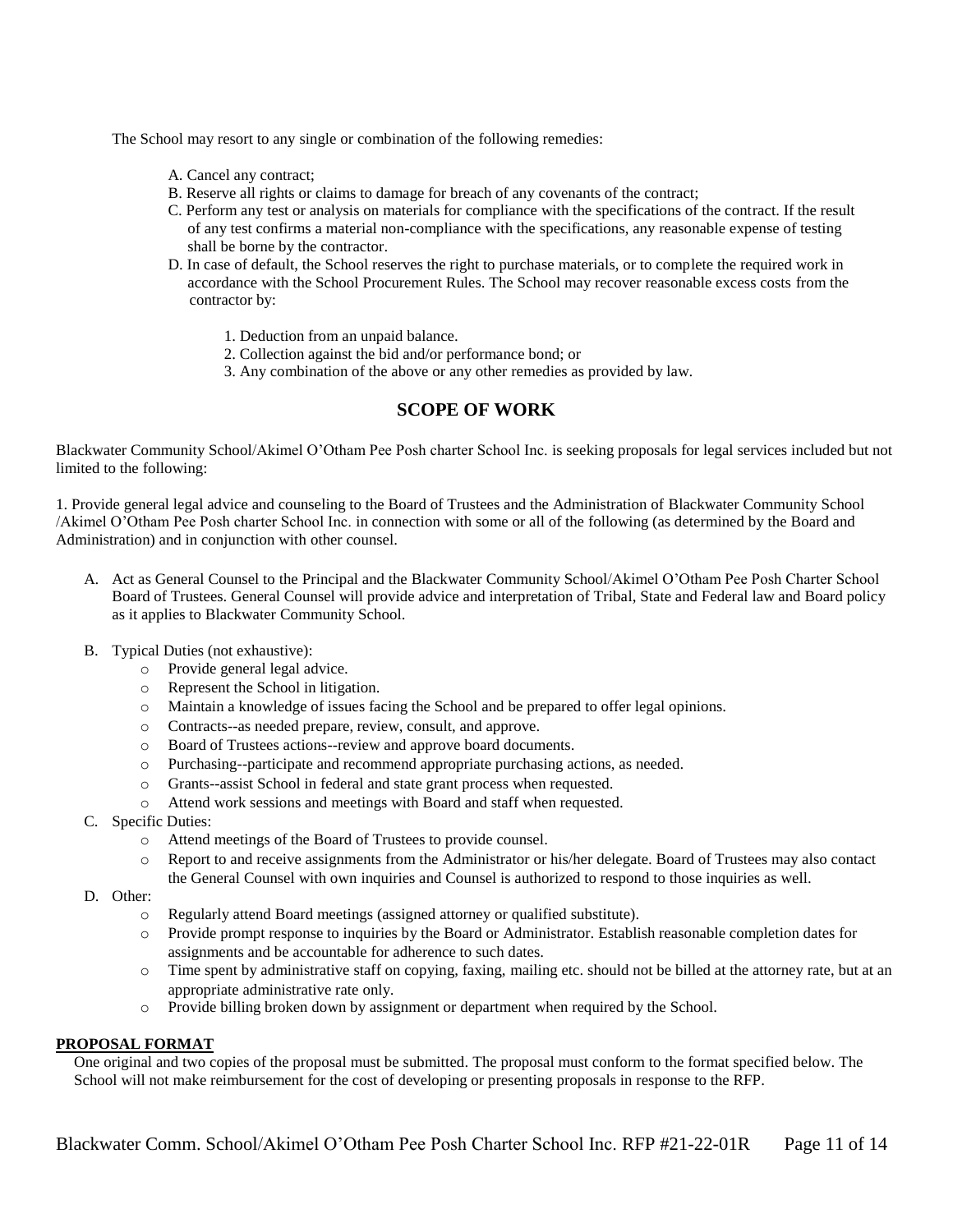The School may resort to any single or combination of the following remedies:

A. Cancel any contract;
B. Reserve all rights or claims to damage for breach of any covenants of the contract;
C. Perform any test or analysis on materials for compliance with the specifications of the contract. If the result of any test confirms a material non-compliance with the specifications, any reasonable expense of testing shall be borne by the contractor.
D. In case of default, the School reserves the right to purchase materials, or to complete the required work in accordance with the School Procurement Rules. The School may recover reasonable excess costs from the contractor by:

1. Deduction from an unpaid balance.
2. Collection against the bid and/or performance bond; or
3. Any combination of the above or any other remedies as provided by law.

## SCOPE OF WORK

Blackwater Community School/Akimel O'Otham Pee Posh charter School Inc. is seeking proposals for legal services included but not limited to the following:

1. Provide general legal advice and counseling to the Board of Trustees and the Administration of Blackwater Community School /Akimel O'Otham Pee Posh charter School Inc. in connection with some or all of the following (as determined by the Board and Administration) and in conjunction with other counsel.

A. Act as General Counsel to the Principal and the Blackwater Community School/Akimel O'Otham Pee Posh Charter School Board of Trustees. General Counsel will provide advice and interpretation of Tribal, State and Federal law and Board policy as it applies to Blackwater Community School.

B. Typical Duties (not exhaustive):
   - Provide general legal advice.
   - Represent the School in litigation.
   - Maintain a knowledge of issues facing the School and be prepared to offer legal opinions.
   - Contracts--as needed prepare, review, consult, and approve.
   - Board of Trustees actions--review and approve board documents.
   - Purchasing--participate and recommend appropriate purchasing actions, as needed.
   - Grants--assist School in federal and state grant process when requested.
   - Attend work sessions and meetings with Board and staff when requested.

C. Specific Duties:
   - Attend meetings of the Board of Trustees to provide counsel.
   - Report to and receive assignments from the Administrator or his/her delegate. Board of Trustees may also contact the General Counsel with own inquiries and Counsel is authorized to respond to those inquiries as well.

D. Other:
   - Regularly attend Board meetings (assigned attorney or qualified substitute).
   - Provide prompt response to inquiries by the Board or Administrator. Establish reasonable completion dates for assignments and be accountable for adherence to such dates.
   - Time spent by administrative staff on copying, faxing, mailing etc. should not be billed at the attorney rate, but at an appropriate administrative rate only.
   - Provide billing broken down by assignment or department when required by the School.

**PROPOSAL FORMAT**

One original and two copies of the proposal must be submitted. The proposal must conform to the format specified below. The School will not make reimbursement for the cost of developing or presenting proposals in response to the RFP.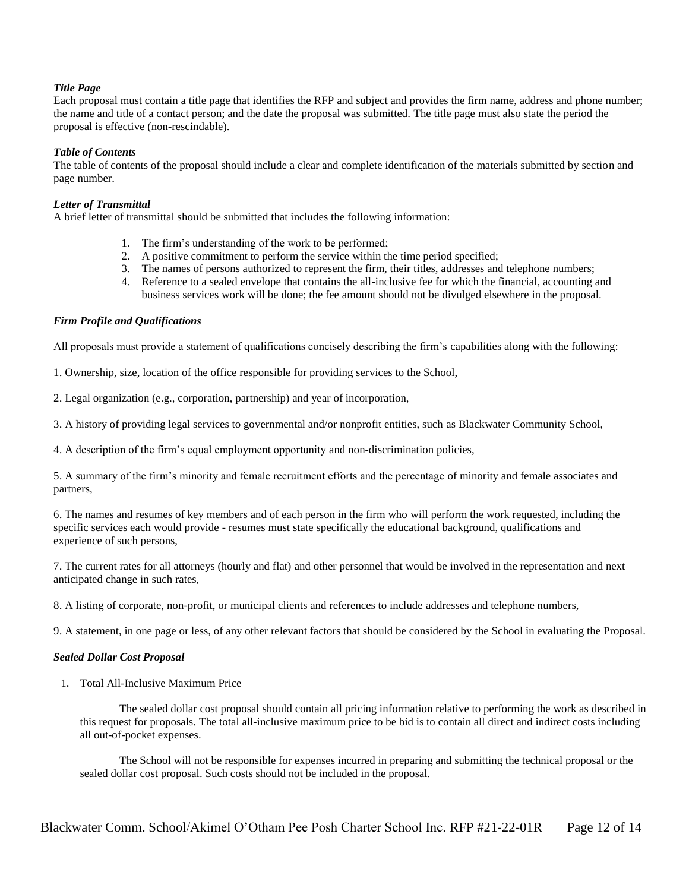***Title Page***

Each proposal must contain a title page that identifies the RFP and subject and provides the firm name, address and phone number; the name and title of a contact person; and the date the proposal was submitted. The title page must also state the period the proposal is effective (non-rescindable).

***Table of Contents***

The table of contents of the proposal should include a clear and complete identification of the materials submitted by section and page number.

***Letter of Transmittal***

A brief letter of transmittal should be submitted that includes the following information:

1. The firm's understanding of the work to be performed;
2. A positive commitment to perform the service within the time period specified;
3. The names of persons authorized to represent the firm, their titles, addresses and telephone numbers;
4. Reference to a sealed envelope that contains the all-inclusive fee for which the financial, accounting and business services work will be done; the fee amount should not be divulged elsewhere in the proposal.

***Firm Profile and Qualifications***

All proposals must provide a statement of qualifications concisely describing the firm's capabilities along with the following:

1. Ownership, size, location of the office responsible for providing services to the School,

2. Legal organization (e.g., corporation, partnership) and year of incorporation,

3. A history of providing legal services to governmental and/or nonprofit entities, such as Blackwater Community School,

4. A description of the firm's equal employment opportunity and non-discrimination policies,

5. A summary of the firm's minority and female recruitment efforts and the percentage of minority and female associates and partners,

6. The names and resumes of key members and of each person in the firm who will perform the work requested, including the specific services each would provide - resumes must state specifically the educational background, qualifications and experience of such persons,

7. The current rates for all attorneys (hourly and flat) and other personnel that would be involved in the representation and next anticipated change in such rates,

8. A listing of corporate, non-profit, or municipal clients and references to include addresses and telephone numbers,

9. A statement, in one page or less, of any other relevant factors that should be considered by the School in evaluating the Proposal.

***Sealed Dollar Cost Proposal***

1. Total All-Inclusive Maximum Price

   The sealed dollar cost proposal should contain all pricing information relative to performing the work as described in this request for proposals. The total all-inclusive maximum price to be bid is to contain all direct and indirect costs including all out-of-pocket expenses.

   The School will not be responsible for expenses incurred in preparing and submitting the technical proposal or the sealed dollar cost proposal. Such costs should not be included in the proposal.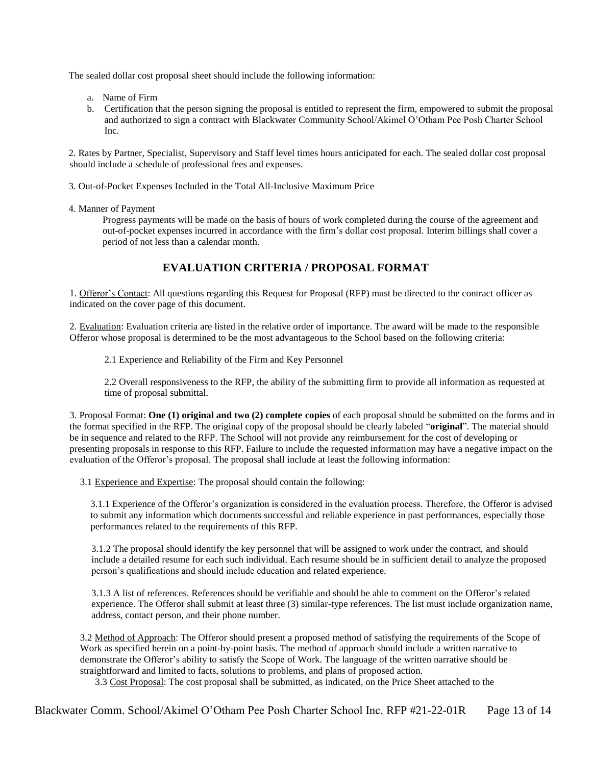The sealed dollar cost proposal sheet should include the following information:

a. Name of Firm
b. Certification that the person signing the proposal is entitled to represent the firm, empowered to submit the proposal and authorized to sign a contract with Blackwater Community School/Akimel O'Otham Pee Posh Charter School Inc.

2. Rates by Partner, Specialist, Supervisory and Staff level times hours anticipated for each. The sealed dollar cost proposal should include a schedule of professional fees and expenses.

3. Out-of-Pocket Expenses Included in the Total All-Inclusive Maximum Price

4. Manner of Payment

Progress payments will be made on the basis of hours of work completed during the course of the agreement and out-of-pocket expenses incurred in accordance with the firm's dollar cost proposal. Interim billings shall cover a period of not less than a calendar month.

## EVALUATION CRITERIA / PROPOSAL FORMAT

1. Offeror's Contact: All questions regarding this Request for Proposal (RFP) must be directed to the contract officer as indicated on the cover page of this document.

2. Evaluation: Evaluation criteria are listed in the relative order of importance. The award will be made to the responsible Offeror whose proposal is determined to be the most advantageous to the School based on the following criteria:

2.1 Experience and Reliability of the Firm and Key Personnel

2.2 Overall responsiveness to the RFP, the ability of the submitting firm to provide all information as requested at time of proposal submittal.

3. Proposal Format: **One (1) original and two (2) complete copies** of each proposal should be submitted on the forms and in the format specified in the RFP. The original copy of the proposal should be clearly labeled "**original**". The material should be in sequence and related to the RFP. The School will not provide any reimbursement for the cost of developing or presenting proposals in response to this RFP. Failure to include the requested information may have a negative impact on the evaluation of the Offeror's proposal. The proposal shall include at least the following information:

3.1 Experience and Expertise: The proposal should contain the following:

3.1.1 Experience of the Offeror's organization is considered in the evaluation process. Therefore, the Offeror is advised to submit any information which documents successful and reliable experience in past performances, especially those performances related to the requirements of this RFP.

3.1.2 The proposal should identify the key personnel that will be assigned to work under the contract, and should include a detailed resume for each such individual. Each resume should be in sufficient detail to analyze the proposed person's qualifications and should include education and related experience.

3.1.3 A list of references. References should be verifiable and should be able to comment on the Offeror's related experience. The Offeror shall submit at least three (3) similar-type references. The list must include organization name, address, contact person, and their phone number.

3.2 Method of Approach: The Offeror should present a proposed method of satisfying the requirements of the Scope of Work as specified herein on a point-by-point basis. The method of approach should include a written narrative to demonstrate the Offeror's ability to satisfy the Scope of Work. The language of the written narrative should be straightforward and limited to facts, solutions to problems, and plans of proposed action.

3.3 Cost Proposal: The cost proposal shall be submitted, as indicated, on the Price Sheet attached to the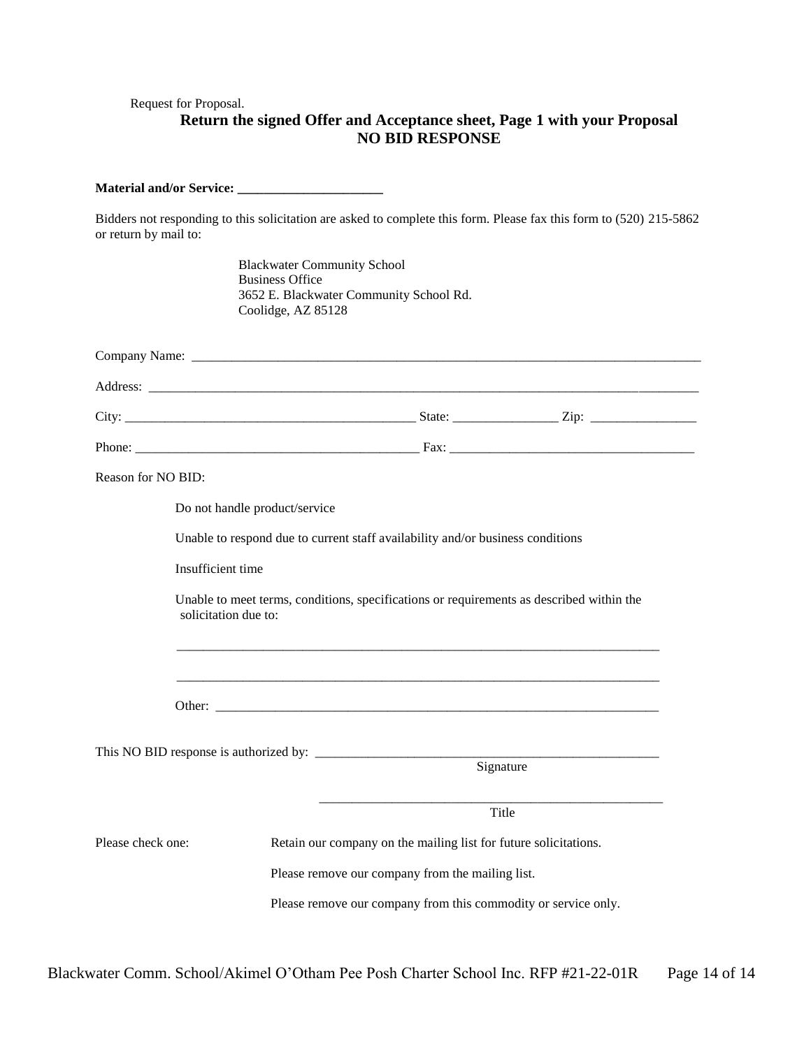Request for Proposal.

**Return the signed Offer and Acceptance sheet, Page 1 with your Proposal**

# NO BID RESPONSE

**Material and/or Service: ______________________**

Bidders not responding to this solicitation are asked to complete this form. Please fax this form to (520) 215-5862 or return by mail to:

Blackwater Community School
Business Office
3652 E. Blackwater Community School Rd.
Coolidge, AZ 85128

Company Name: ______________________________________________________________________________

Address: ___________________________________________________________________________________

City: _______________________________________________ State: ________________ Zip: ________________

Phone: ____________________________________________ Fax: ______________________________________

Reason for NO BID:

Do not handle product/service

Unable to respond due to current staff availability and/or business conditions

Insufficient time

Unable to meet terms, conditions, specifications or requirements as described within the solicitation due to:

___________________________________________________________________________

___________________________________________________________________________

Other: _____________________________________________________________________

This NO BID response is authorized by: ______________________________________________________
Signature

______________________________________________________
Title

Please check one:

Retain our company on the mailing list for future solicitations.

Please remove our company from the mailing list.

Please remove our company from this commodity or service only.